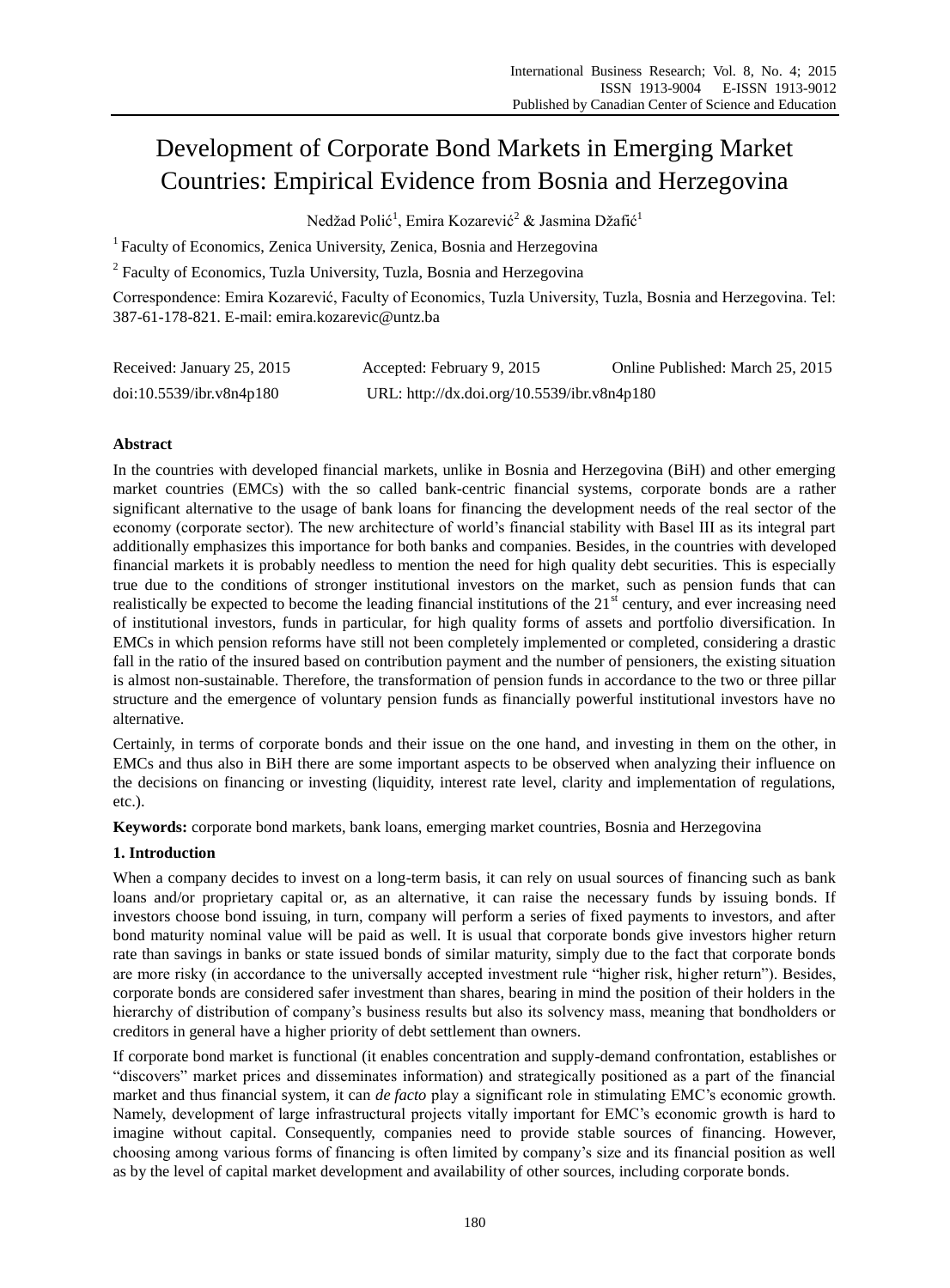# Development of Corporate Bond Markets in Emerging Market Countries: Empirical Evidence from Bosnia and Herzegovina

Nedžad Polić[1], Emira Kozarević[2] & Jasmina Džafić[1]

[1] Faculty of Economics, Zenica University, Zenica, Bosnia and Herzegovina

[2] Faculty of Economics, Tuzla University, Tuzla, Bosnia and Herzegovina

Correspondence: Emira Kozarević, Faculty of Economics, Tuzla University, Tuzla, Bosnia and Herzegovina. Tel: 387-61-178-821. E-mail: emira.kozarevic@untz.ba

Received: January 25, 2015 Accepted: February 9, 2015 Online Published: March 25, 2015

doi:10.5539/ibr.v8n4p180 URL: http://dx.doi.org/10.5539/ibr.v8n4p180

## Abstract

In the countries with developed financial markets, unlike in Bosnia and Herzegovina (BiH) and other emerging market countries (EMCs) with the so called bank-centric financial systems, corporate bonds are a rather significant alternative to the usage of bank loans for financing the development needs of the real sector of the economy (corporate sector). The new architecture of world's financial stability with Basel III as its integral part additionally emphasizes this importance for both banks and companies. Besides, in the countries with developed financial markets it is probably needless to mention the need for high quality debt securities. This is especially true due to the conditions of stronger institutional investors on the market, such as pension funds that can realistically be expected to become the leading financial institutions of the 21st century, and ever increasing need of institutional investors, funds in particular, for high quality forms of assets and portfolio diversification. In EMCs in which pension reforms have still not been completely implemented or completed, considering a drastic fall in the ratio of the insured based on contribution payment and the number of pensioners, the existing situation is almost non-sustainable. Therefore, the transformation of pension funds in accordance to the two or three pillar structure and the emergence of voluntary pension funds as financially powerful institutional investors have no alternative.

Certainly, in terms of corporate bonds and their issue on the one hand, and investing in them on the other, in EMCs and thus also in BiH there are some important aspects to be observed when analyzing their influence on the decisions on financing or investing (liquidity, interest rate level, clarity and implementation of regulations, etc.).

**Keywords:** corporate bond markets, bank loans, emerging market countries, Bosnia and Herzegovina

## 1. Introduction

When a company decides to invest on a long-term basis, it can rely on usual sources of financing such as bank loans and/or proprietary capital or, as an alternative, it can raise the necessary funds by issuing bonds. If investors choose bond issuing, in turn, company will perform a series of fixed payments to investors, and after bond maturity nominal value will be paid as well. It is usual that corporate bonds give investors higher return rate than savings in banks or state issued bonds of similar maturity, simply due to the fact that corporate bonds are more risky (in accordance to the universally accepted investment rule "higher risk, higher return"). Besides, corporate bonds are considered safer investment than shares, bearing in mind the position of their holders in the hierarchy of distribution of company's business results but also its solvency mass, meaning that bondholders or creditors in general have a higher priority of debt settlement than owners.

If corporate bond market is functional (it enables concentration and supply-demand confrontation, establishes or "discovers" market prices and disseminates information) and strategically positioned as a part of the financial market and thus financial system, it can *de facto* play a significant role in stimulating EMC's economic growth. Namely, development of large infrastructural projects vitally important for EMC's economic growth is hard to imagine without capital. Consequently, companies need to provide stable sources of financing. However, choosing among various forms of financing is often limited by company's size and its financial position as well as by the level of capital market development and availability of other sources, including corporate bonds.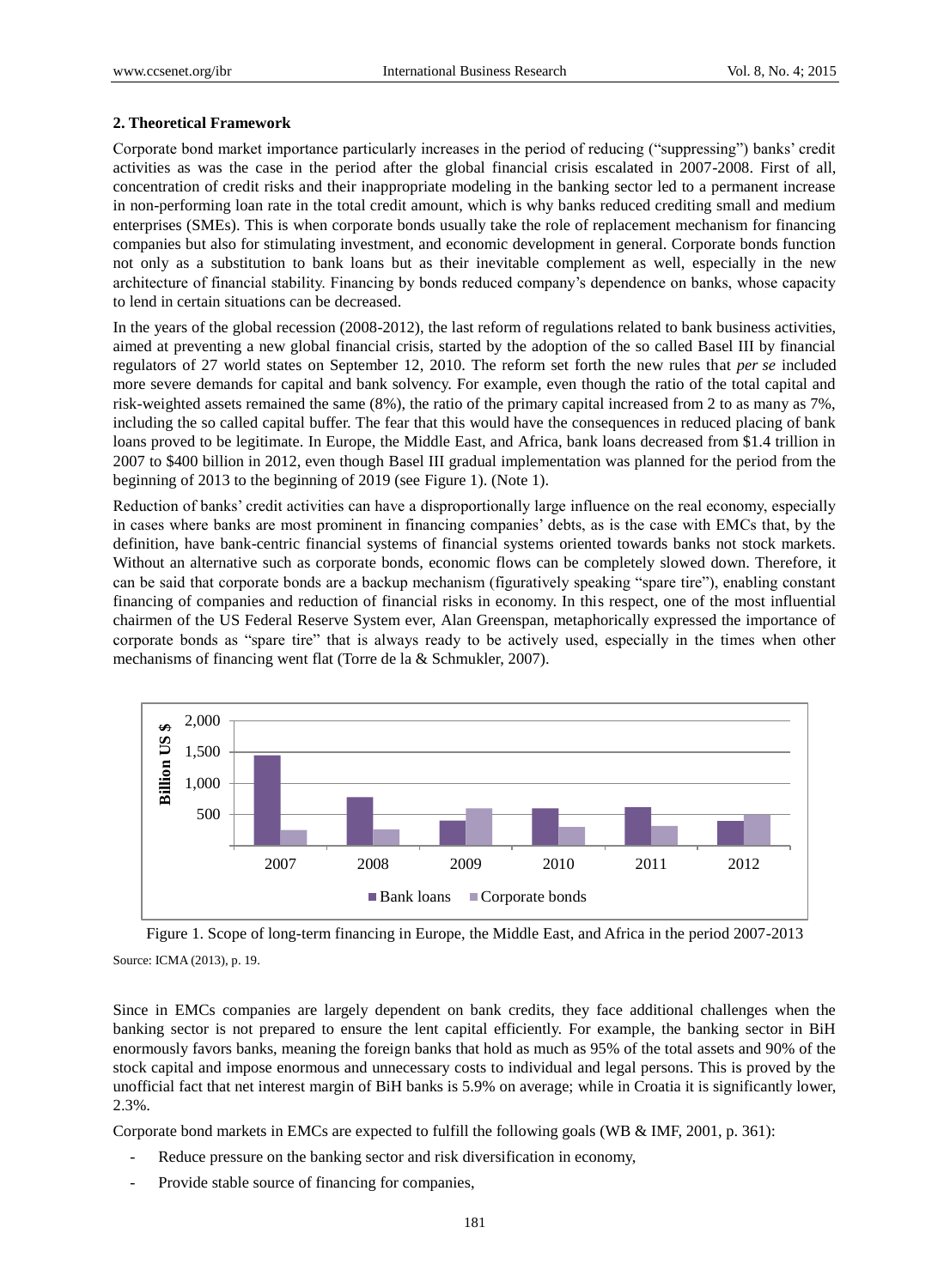## 2. Theoretical Framework

Corporate bond market importance particularly increases in the period of reducing ("suppressing") banks' credit activities as was the case in the period after the global financial crisis escalated in 2007-2008. First of all, concentration of credit risks and their inappropriate modeling in the banking sector led to a permanent increase in non-performing loan rate in the total credit amount, which is why banks reduced crediting small and medium enterprises (SMEs). This is when corporate bonds usually take the role of replacement mechanism for financing companies but also for stimulating investment, and economic development in general. Corporate bonds function not only as a substitution to bank loans but as their inevitable complement as well, especially in the new architecture of financial stability. Financing by bonds reduced company's dependence on banks, whose capacity to lend in certain situations can be decreased.

In the years of the global recession (2008-2012), the last reform of regulations related to bank business activities, aimed at preventing a new global financial crisis, started by the adoption of the so called Basel III by financial regulators of 27 world states on September 12, 2010. The reform set forth the new rules that *per se* included more severe demands for capital and bank solvency. For example, even though the ratio of the total capital and risk-weighted assets remained the same (8%), the ratio of the primary capital increased from 2 to as many as 7%, including the so called capital buffer. The fear that this would have the consequences in reduced placing of bank loans proved to be legitimate. In Europe, the Middle East, and Africa, bank loans decreased from $1.4 trillion in 2007 to $400 billion in 2012, even though Basel III gradual implementation was planned for the period from the beginning of 2013 to the beginning of 2019 (see Figure 1). (Note 1).

Reduction of banks' credit activities can have a disproportionally large influence on the real economy, especially in cases where banks are most prominent in financing companies' debts, as is the case with EMCs that, by the definition, have bank-centric financial systems of financial systems oriented towards banks not stock markets. Without an alternative such as corporate bonds, economic flows can be completely slowed down. Therefore, it can be said that corporate bonds are a backup mechanism (figuratively speaking "spare tire"), enabling constant financing of companies and reduction of financial risks in economy. In this respect, one of the most influential chairmen of the US Federal Reserve System ever, Alan Greenspan, metaphorically expressed the importance of corporate bonds as "spare tire" that is always ready to be actively used, especially in the times when other mechanisms of financing went flat (Torre de la & Schmukler, 2007).

Figure 1. Scope of long-term financing in Europe, the Middle East, and Africa in the period 2007-2013

Source: ICMA (2013), p. 19.

Since in EMCs companies are largely dependent on bank credits, they face additional challenges when the banking sector is not prepared to ensure the lent capital efficiently. For example, the banking sector in BiH enormously favors banks, meaning the foreign banks that hold as much as 95% of the total assets and 90% of the stock capital and impose enormous and unnecessary costs to individual and legal persons. This is proved by the unofficial fact that net interest margin of BiH banks is 5.9% on average; while in Croatia it is significantly lower, 2.3%.

Corporate bond markets in EMCs are expected to fulfill the following goals (WB & IMF, 2001, p. 361):

- Reduce pressure on the banking sector and risk diversification in economy,
- Provide stable source of financing for companies,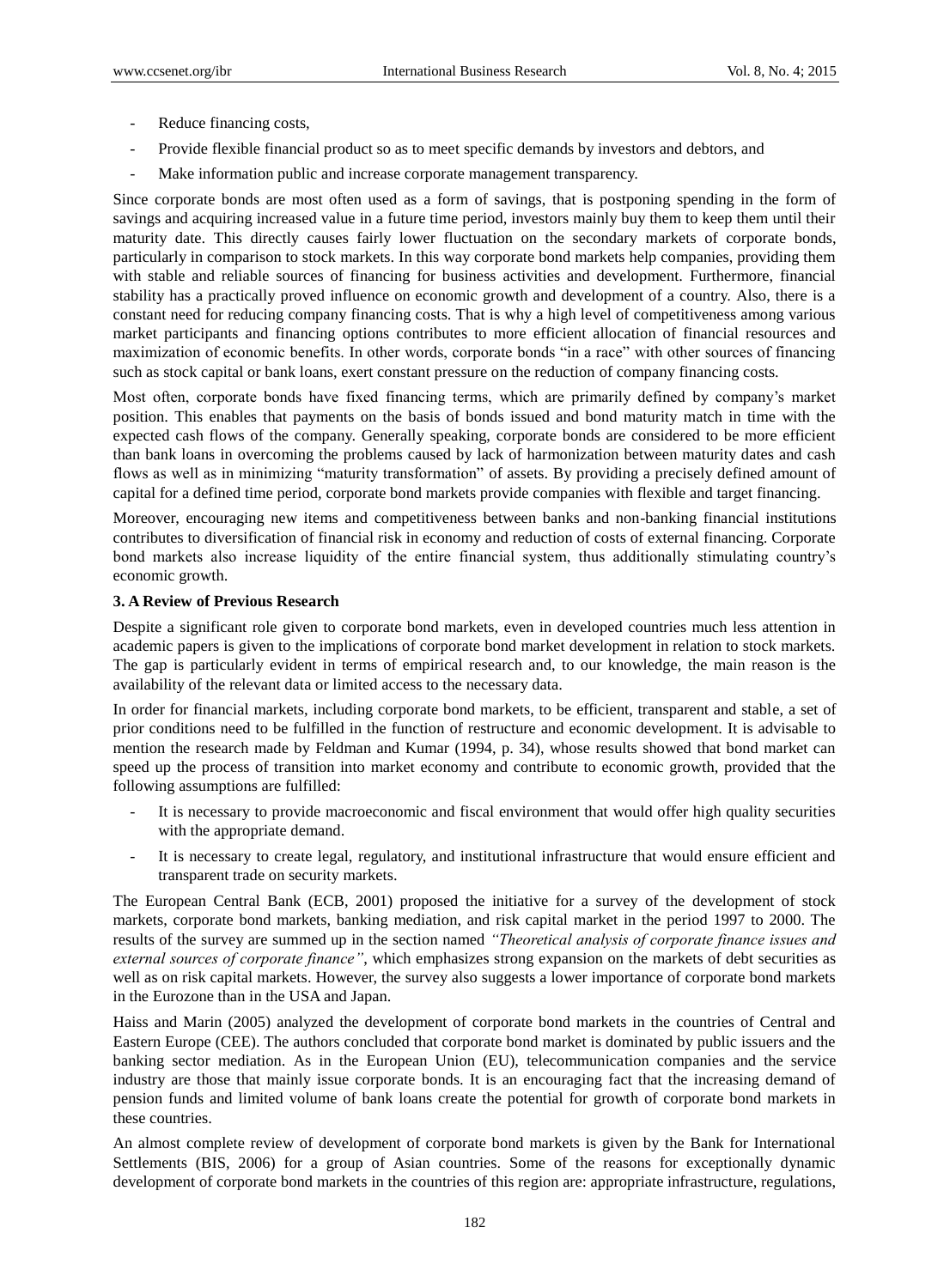- Reduce financing costs,
- Provide flexible financial product so as to meet specific demands by investors and debtors, and
- Make information public and increase corporate management transparency.

Since corporate bonds are most often used as a form of savings, that is postponing spending in the form of savings and acquiring increased value in a future time period, investors mainly buy them to keep them until their maturity date. This directly causes fairly lower fluctuation on the secondary markets of corporate bonds, particularly in comparison to stock markets. In this way corporate bond markets help companies, providing them with stable and reliable sources of financing for business activities and development. Furthermore, financial stability has a practically proved influence on economic growth and development of a country. Also, there is a constant need for reducing company financing costs. That is why a high level of competitiveness among various market participants and financing options contributes to more efficient allocation of financial resources and maximization of economic benefits. In other words, corporate bonds "in a race" with other sources of financing such as stock capital or bank loans, exert constant pressure on the reduction of company financing costs.

Most often, corporate bonds have fixed financing terms, which are primarily defined by company's market position. This enables that payments on the basis of bonds issued and bond maturity match in time with the expected cash flows of the company. Generally speaking, corporate bonds are considered to be more efficient than bank loans in overcoming the problems caused by lack of harmonization between maturity dates and cash flows as well as in minimizing "maturity transformation" of assets. By providing a precisely defined amount of capital for a defined time period, corporate bond markets provide companies with flexible and target financing.

Moreover, encouraging new items and competitiveness between banks and non-banking financial institutions contributes to diversification of financial risk in economy and reduction of costs of external financing. Corporate bond markets also increase liquidity of the entire financial system, thus additionally stimulating country's economic growth.

### 3. A Review of Previous Research

Despite a significant role given to corporate bond markets, even in developed countries much less attention in academic papers is given to the implications of corporate bond market development in relation to stock markets. The gap is particularly evident in terms of empirical research and, to our knowledge, the main reason is the availability of the relevant data or limited access to the necessary data.

In order for financial markets, including corporate bond markets, to be efficient, transparent and stable, a set of prior conditions need to be fulfilled in the function of restructure and economic development. It is advisable to mention the research made by Feldman and Kumar (1994, p. 34), whose results showed that bond market can speed up the process of transition into market economy and contribute to economic growth, provided that the following assumptions are fulfilled:

- It is necessary to provide macroeconomic and fiscal environment that would offer high quality securities with the appropriate demand.
- It is necessary to create legal, regulatory, and institutional infrastructure that would ensure efficient and transparent trade on security markets.

The European Central Bank (ECB, 2001) proposed the initiative for a survey of the development of stock markets, corporate bond markets, banking mediation, and risk capital market in the period 1997 to 2000. The results of the survey are summed up in the section named *"Theoretical analysis of corporate finance issues and external sources of corporate finance"*, which emphasizes strong expansion on the markets of debt securities as well as on risk capital markets. However, the survey also suggests a lower importance of corporate bond markets in the Eurozone than in the USA and Japan.

Haiss and Marin (2005) analyzed the development of corporate bond markets in the countries of Central and Eastern Europe (CEE). The authors concluded that corporate bond market is dominated by public issuers and the banking sector mediation. As in the European Union (EU), telecommunication companies and the service industry are those that mainly issue corporate bonds. It is an encouraging fact that the increasing demand of pension funds and limited volume of bank loans create the potential for growth of corporate bond markets in these countries.

An almost complete review of development of corporate bond markets is given by the Bank for International Settlements (BIS, 2006) for a group of Asian countries. Some of the reasons for exceptionally dynamic development of corporate bond markets in the countries of this region are: appropriate infrastructure, regulations,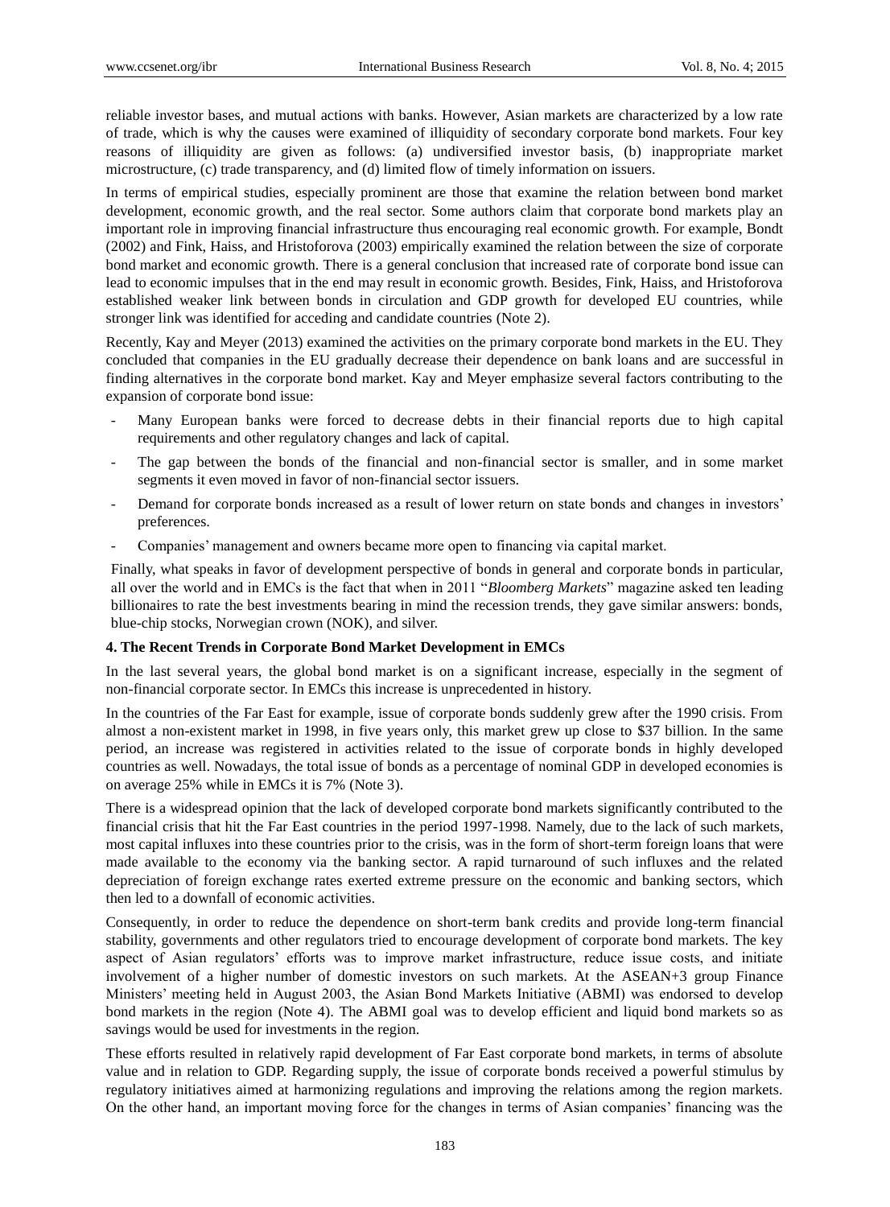reliable investor bases, and mutual actions with banks. However, Asian markets are characterized by a low rate of trade, which is why the causes were examined of illiquidity of secondary corporate bond markets. Four key reasons of illiquidity are given as follows: (a) undiversified investor basis, (b) inappropriate market microstructure, (c) trade transparency, and (d) limited flow of timely information on issuers.

In terms of empirical studies, especially prominent are those that examine the relation between bond market development, economic growth, and the real sector. Some authors claim that corporate bond markets play an important role in improving financial infrastructure thus encouraging real economic growth. For example, Bondt (2002) and Fink, Haiss, and Hristoforova (2003) empirically examined the relation between the size of corporate bond market and economic growth. There is a general conclusion that increased rate of corporate bond issue can lead to economic impulses that in the end may result in economic growth. Besides, Fink, Haiss, and Hristoforova established weaker link between bonds in circulation and GDP growth for developed EU countries, while stronger link was identified for acceding and candidate countries (Note 2).

Recently, Kay and Meyer (2013) examined the activities on the primary corporate bond markets in the EU. They concluded that companies in the EU gradually decrease their dependence on bank loans and are successful in finding alternatives in the corporate bond market. Kay and Meyer emphasize several factors contributing to the expansion of corporate bond issue:

- Many European banks were forced to decrease debts in their financial reports due to high capital requirements and other regulatory changes and lack of capital.
- The gap between the bonds of the financial and non-financial sector is smaller, and in some market segments it even moved in favor of non-financial sector issuers.
- Demand for corporate bonds increased as a result of lower return on state bonds and changes in investors' preferences.
- Companies' management and owners became more open to financing via capital market.

Finally, what speaks in favor of development perspective of bonds in general and corporate bonds in particular, all over the world and in EMCs is the fact that when in 2011 "*Bloomberg Markets*" magazine asked ten leading billionaires to rate the best investments bearing in mind the recession trends, they gave similar answers: bonds, blue-chip stocks, Norwegian crown (NOK), and silver.

## 4. The Recent Trends in Corporate Bond Market Development in EMCs

In the last several years, the global bond market is on a significant increase, especially in the segment of non-financial corporate sector. In EMCs this increase is unprecedented in history.

In the countries of the Far East for example, issue of corporate bonds suddenly grew after the 1990 crisis. From almost a non-existent market in 1998, in five years only, this market grew up close to $37 billion. In the same period, an increase was registered in activities related to the issue of corporate bonds in highly developed countries as well. Nowadays, the total issue of bonds as a percentage of nominal GDP in developed economies is on average 25% while in EMCs it is 7% (Note 3).

There is a widespread opinion that the lack of developed corporate bond markets significantly contributed to the financial crisis that hit the Far East countries in the period 1997-1998. Namely, due to the lack of such markets, most capital influxes into these countries prior to the crisis, was in the form of short-term foreign loans that were made available to the economy via the banking sector. A rapid turnaround of such influxes and the related depreciation of foreign exchange rates exerted extreme pressure on the economic and banking sectors, which then led to a downfall of economic activities.

Consequently, in order to reduce the dependence on short-term bank credits and provide long-term financial stability, governments and other regulators tried to encourage development of corporate bond markets. The key aspect of Asian regulators' efforts was to improve market infrastructure, reduce issue costs, and initiate involvement of a higher number of domestic investors on such markets. At the ASEAN+3 group Finance Ministers' meeting held in August 2003, the Asian Bond Markets Initiative (ABMI) was endorsed to develop bond markets in the region (Note 4). The ABMI goal was to develop efficient and liquid bond markets so as savings would be used for investments in the region.

These efforts resulted in relatively rapid development of Far East corporate bond markets, in terms of absolute value and in relation to GDP. Regarding supply, the issue of corporate bonds received a powerful stimulus by regulatory initiatives aimed at harmonizing regulations and improving the relations among the region markets. On the other hand, an important moving force for the changes in terms of Asian companies' financing was the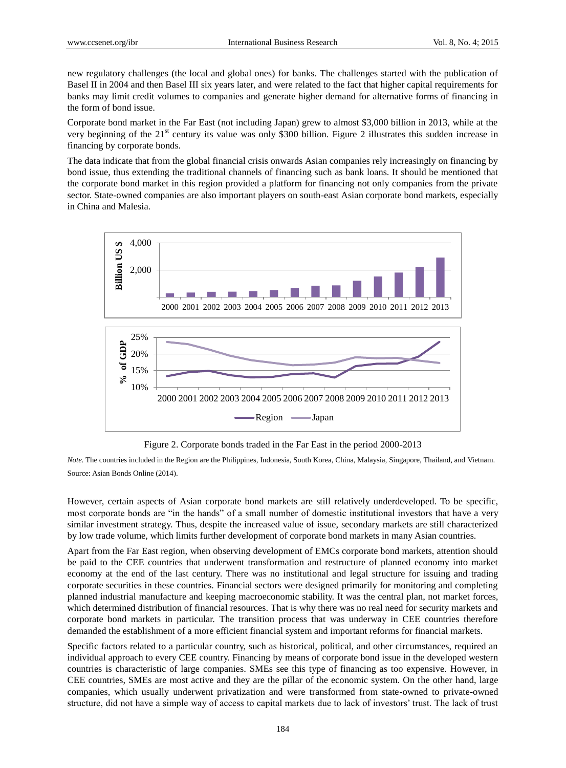new regulatory challenges (the local and global ones) for banks. The challenges started with the publication of Basel II in 2004 and then Basel III six years later, and were related to the fact that higher capital requirements for banks may limit credit volumes to companies and generate higher demand for alternative forms of financing in the form of bond issue.

Corporate bond market in the Far East (not including Japan) grew to almost \$3,000 billion in 2013, while at the very beginning of the 21st century its value was only \$300 billion. Figure 2 illustrates this sudden increase in financing by corporate bonds.

The data indicate that from the global financial crisis onwards Asian companies rely increasingly on financing by bond issue, thus extending the traditional channels of financing such as bank loans. It should be mentioned that the corporate bond market in this region provided a platform for financing not only companies from the private sector. State-owned companies are also important players on south-east Asian corporate bond markets, especially in China and Malesia.

Figure 2. Corporate bonds traded in the Far East in the period 2000-2013

*Note.* The countries included in the Region are the Philippines, Indonesia, South Korea, China, Malaysia, Singapore, Thailand, and Vietnam.
Source: Asian Bonds Online (2014).

However, certain aspects of Asian corporate bond markets are still relatively underdeveloped. To be specific, most corporate bonds are "in the hands" of a small number of domestic institutional investors that have a very similar investment strategy. Thus, despite the increased value of issue, secondary markets are still characterized by low trade volume, which limits further development of corporate bond markets in many Asian countries.

Apart from the Far East region, when observing development of EMCs corporate bond markets, attention should be paid to the CEE countries that underwent transformation and restructure of planned economy into market economy at the end of the last century. There was no institutional and legal structure for issuing and trading corporate securities in these countries. Financial sectors were designed primarily for monitoring and completing planned industrial manufacture and keeping macroeconomic stability. It was the central plan, not market forces, which determined distribution of financial resources. That is why there was no real need for security markets and corporate bond markets in particular. The transition process that was underway in CEE countries therefore demanded the establishment of a more efficient financial system and important reforms for financial markets.

Specific factors related to a particular country, such as historical, political, and other circumstances, required an individual approach to every CEE country. Financing by means of corporate bond issue in the developed western countries is characteristic of large companies. SMEs see this type of financing as too expensive. However, in CEE countries, SMEs are most active and they are the pillar of the economic system. On the other hand, large companies, which usually underwent privatization and were transformed from state-owned to private-owned structure, did not have a simple way of access to capital markets due to lack of investors' trust. The lack of trust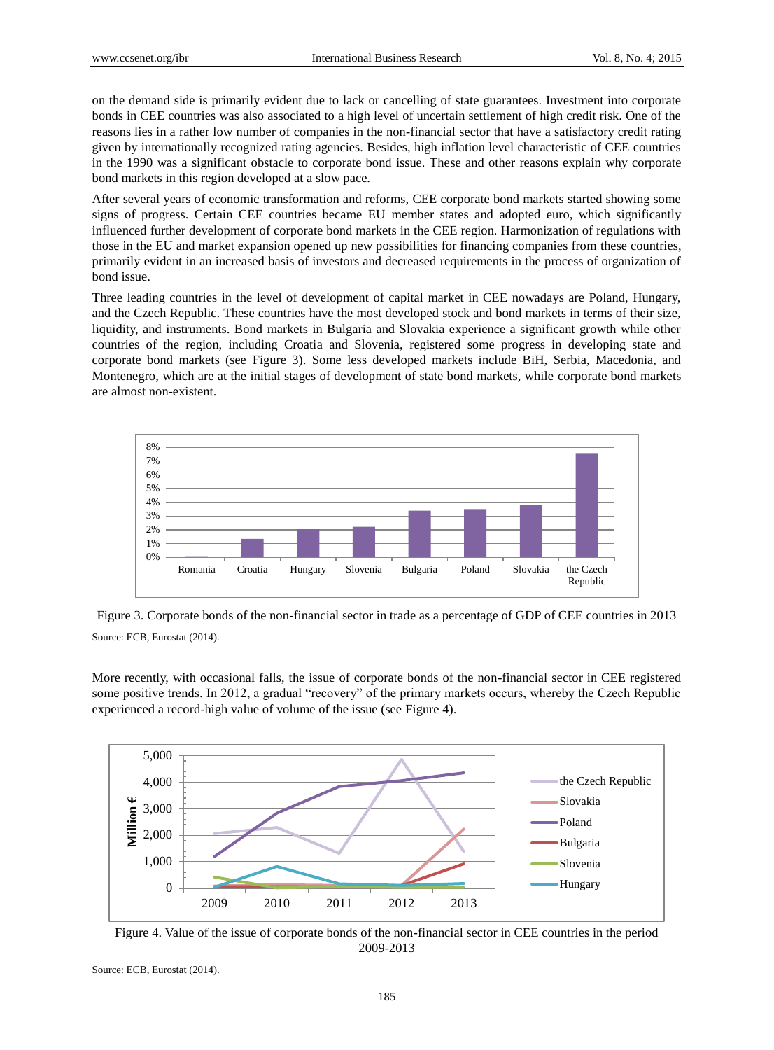on the demand side is primarily evident due to lack or cancelling of state guarantees. Investment into corporate bonds in CEE countries was also associated to a high level of uncertain settlement of high credit risk. One of the reasons lies in a rather low number of companies in the non-financial sector that have a satisfactory credit rating given by internationally recognized rating agencies. Besides, high inflation level characteristic of CEE countries in the 1990 was a significant obstacle to corporate bond issue. These and other reasons explain why corporate bond markets in this region developed at a slow pace.

After several years of economic transformation and reforms, CEE corporate bond markets started showing some signs of progress. Certain CEE countries became EU member states and adopted euro, which significantly influenced further development of corporate bond markets in the CEE region. Harmonization of regulations with those in the EU and market expansion opened up new possibilities for financing companies from these countries, primarily evident in an increased basis of investors and decreased requirements in the process of organization of bond issue.

Three leading countries in the level of development of capital market in CEE nowadays are Poland, Hungary, and the Czech Republic. These countries have the most developed stock and bond markets in terms of their size, liquidity, and instruments. Bond markets in Bulgaria and Slovakia experience a significant growth while other countries of the region, including Croatia and Slovenia, registered some progress in developing state and corporate bond markets (see Figure 3). Some less developed markets include BiH, Serbia, Macedonia, and Montenegro, which are at the initial stages of development of state bond markets, while corporate bond markets are almost non-existent.

8%
7%
6%
5%
4%
3%
2%
1%
0%

Romania
Croatia
Hungary
Slovenia
Bulgaria
Poland
Slovakia
the Czech Republic

Figure 3. Corporate bonds of the non-financial sector in trade as a percentage of GDP of CEE countries in 2013

Source: ECB, Eurostat (2014).

More recently, with occasional falls, the issue of corporate bonds of the non-financial sector in CEE registered some positive trends. In 2012, a gradual "recovery" of the primary markets occurs, whereby the Czech Republic experienced a record-high value of volume of the issue (see Figure 4).

Million €
5,000
4,000
3,000
2,000
1,000
0

2009
2010
2011
2012
2013

the Czech Republic
Slovakia
Poland
Bulgaria
Slovenia
Hungary

Figure 4. Value of the issue of corporate bonds of the non-financial sector in CEE countries in the period 2009-2013

Source: ECB, Eurostat (2014).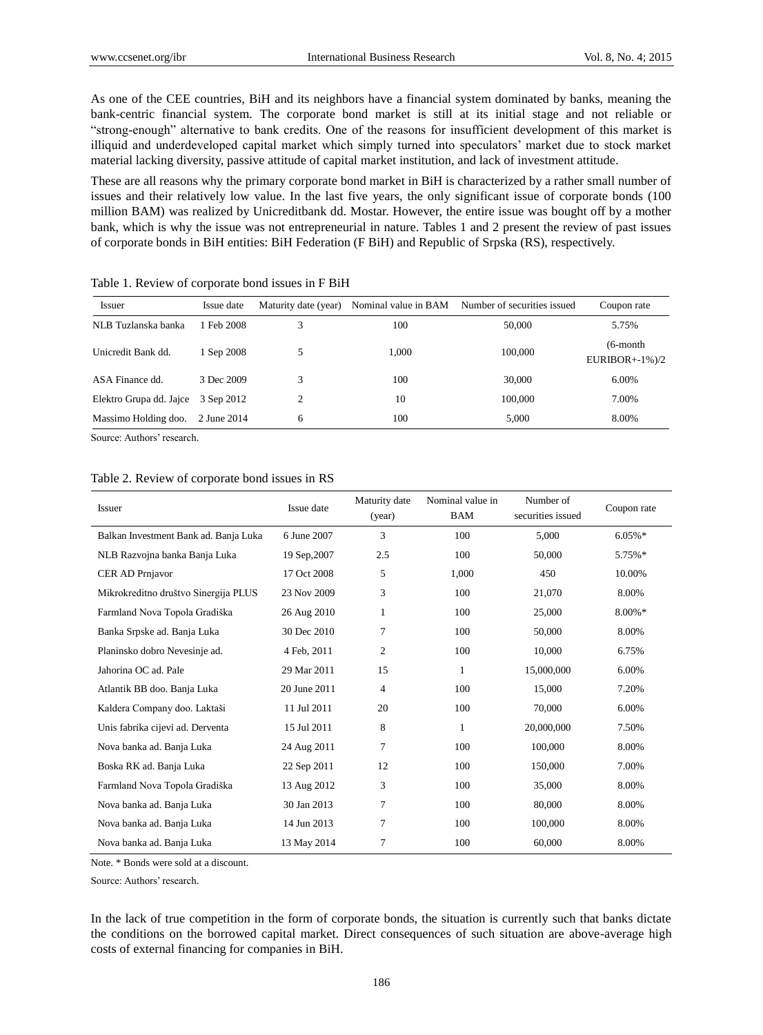As one of the CEE countries, BiH and its neighbors have a financial system dominated by banks, meaning the bank-centric financial system. The corporate bond market is still at its initial stage and not reliable or "strong-enough" alternative to bank credits. One of the reasons for insufficient development of this market is illiquid and underdeveloped capital market which simply turned into speculators' market due to stock market material lacking diversity, passive attitude of capital market institution, and lack of investment attitude.

These are all reasons why the primary corporate bond market in BiH is characterized by a rather small number of issues and their relatively low value. In the last five years, the only significant issue of corporate bonds (100 million BAM) was realized by Unicreditbank dd. Mostar. However, the entire issue was bought off by a mother bank, which is why the issue was not entrepreneurial in nature. Tables 1 and 2 present the review of past issues of corporate bonds in BiH entities: BiH Federation (F BiH) and Republic of Srpska (RS), respectively.

Table 1. Review of corporate bond issues in F BiH

| Issuer | Issue date | Maturity date (year) | Nominal value in BAM | Number of securities issued | Coupon rate |
|---|---|---|---|---|---|
| NLB Tuzlanska banka | 1 Feb 2008 | 3 | 100 | 50,000 | 5.75% |
| Unicredit Bank dd. | 1 Sep 2008 | 5 | 1,000 | 100,000 | (6-month EURIBOR+-1%)/2 |
| ASA Finance dd. | 3 Dec 2009 | 3 | 100 | 30,000 | 6.00% |
| Elektro Grupa dd. Jajce | 3 Sep 2012 | 2 | 10 | 100,000 | 7.00% |
| Massimo Holding doo. | 2 June 2014 | 6 | 100 | 5,000 | 8.00% |

Source: Authors' research.

Table 2. Review of corporate bond issues in RS

| Issuer | Issue date | Maturity date (year) | Nominal value in BAM | Number of securities issued | Coupon rate |
|---|---|---|---|---|---|
| Balkan Investment Bank ad. Banja Luka | 6 June 2007 | 3 | 100 | 5,000 | 6.05%* |
| NLB Razvojna banka Banja Luka | 19 Sep,2007 | 2.5 | 100 | 50,000 | 5.75%* |
| CER AD Prnjavor | 17 Oct 2008 | 5 | 1,000 | 450 | 10.00% |
| Mikrokreditno društvo Sinergija PLUS | 23 Nov 2009 | 3 | 100 | 21,070 | 8.00% |
| Farmland Nova Topola Gradiška | 26 Aug 2010 | 1 | 100 | 25,000 | 8.00%* |
| Banka Srpske ad. Banja Luka | 30 Dec 2010 | 7 | 100 | 50,000 | 8.00% |
| Planinsko dobro Nevesinje ad. | 4 Feb, 2011 | 2 | 100 | 10,000 | 6.75% |
| Jahorina OC ad. Pale | 29 Mar 2011 | 15 | 1 | 15,000,000 | 6.00% |
| Atlantik BB doo. Banja Luka | 20 June 2011 | 4 | 100 | 15,000 | 7.20% |
| Kaldera Company doo. Laktaši | 11 Jul 2011 | 20 | 100 | 70,000 | 6.00% |
| Unis fabrika cijevi ad. Derventa | 15 Jul 2011 | 8 | 1 | 20,000,000 | 7.50% |
| Nova banka ad. Banja Luka | 24 Aug 2011 | 7 | 100 | 100,000 | 8.00% |
| Boska RK ad. Banja Luka | 22 Sep 2011 | 12 | 100 | 150,000 | 7.00% |
| Farmland Nova Topola Gradiška | 13 Aug 2012 | 3 | 100 | 35,000 | 8.00% |
| Nova banka ad. Banja Luka | 30 Jan 2013 | 7 | 100 | 80,000 | 8.00% |
| Nova banka ad. Banja Luka | 14 Jun 2013 | 7 | 100 | 100,000 | 8.00% |
| Nova banka ad. Banja Luka | 13 May 2014 | 7 | 100 | 60,000 | 8.00% |

Note. * Bonds were sold at a discount.

Source: Authors' research.

In the lack of true competition in the form of corporate bonds, the situation is currently such that banks dictate the conditions on the borrowed capital market. Direct consequences of such situation are above-average high costs of external financing for companies in BiH.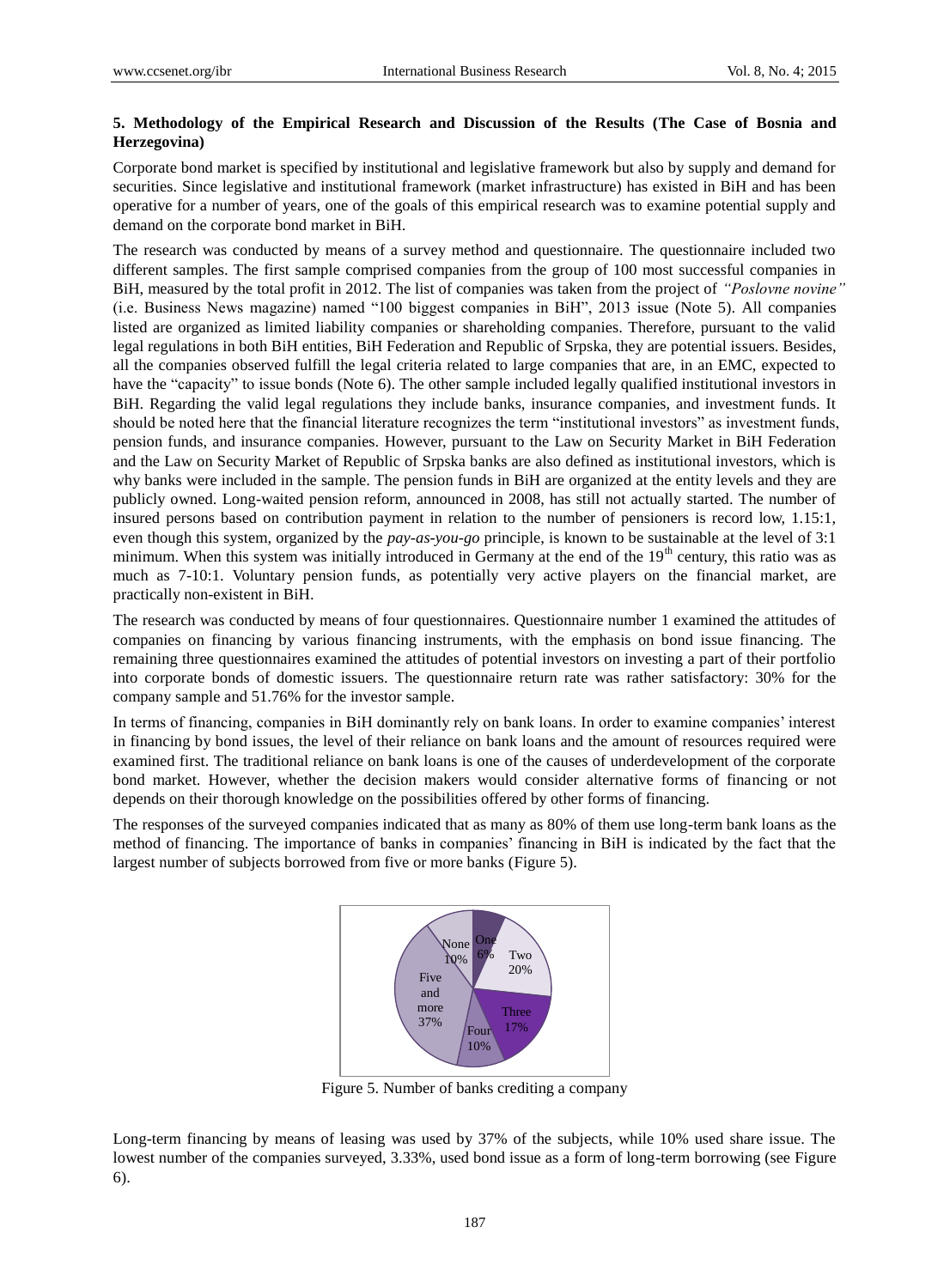## 5. Methodology of the Empirical Research and Discussion of the Results (The Case of Bosnia and Herzegovina)

Corporate bond market is specified by institutional and legislative framework but also by supply and demand for securities. Since legislative and institutional framework (market infrastructure) has existed in BiH and has been operative for a number of years, one of the goals of this empirical research was to examine potential supply and demand on the corporate bond market in BiH.

The research was conducted by means of a survey method and questionnaire. The questionnaire included two different samples. The first sample comprised companies from the group of 100 most successful companies in BiH, measured by the total profit in 2012. The list of companies was taken from the project of *"Poslovne novine"* (i.e. Business News magazine) named "100 biggest companies in BiH", 2013 issue (Note 5). All companies listed are organized as limited liability companies or shareholding companies. Therefore, pursuant to the valid legal regulations in both BiH entities, BiH Federation and Republic of Srpska, they are potential issuers. Besides, all the companies observed fulfill the legal criteria related to large companies that are, in an EMC, expected to have the "capacity" to issue bonds (Note 6). The other sample included legally qualified institutional investors in BiH. Regarding the valid legal regulations they include banks, insurance companies, and investment funds. It should be noted here that the financial literature recognizes the term "institutional investors" as investment funds, pension funds, and insurance companies. However, pursuant to the Law on Security Market in BiH Federation and the Law on Security Market of Republic of Srpska banks are also defined as institutional investors, which is why banks were included in the sample. The pension funds in BiH are organized at the entity levels and they are publicly owned. Long-waited pension reform, announced in 2008, has still not actually started. The number of insured persons based on contribution payment in relation to the number of pensioners is record low, 1.15:1, even though this system, organized by the *pay-as-you-go* principle, is known to be sustainable at the level of 3:1 minimum. When this system was initially introduced in Germany at the end of the 19th century, this ratio was as much as 7-10:1. Voluntary pension funds, as potentially very active players on the financial market, are practically non-existent in BiH.

The research was conducted by means of four questionnaires. Questionnaire number 1 examined the attitudes of companies on financing by various financing instruments, with the emphasis on bond issue financing. The remaining three questionnaires examined the attitudes of potential investors on investing a part of their portfolio into corporate bonds of domestic issuers. The questionnaire return rate was rather satisfactory: 30% for the company sample and 51.76% for the investor sample.

In terms of financing, companies in BiH dominantly rely on bank loans. In order to examine companies' interest in financing by bond issues, the level of their reliance on bank loans and the amount of resources required were examined first. The traditional reliance on bank loans is one of the causes of underdevelopment of the corporate bond market. However, whether the decision makers would consider alternative forms of financing or not depends on their thorough knowledge on the possibilities offered by other forms of financing.

The responses of the surveyed companies indicated that as many as 80% of them use long-term bank loans as the method of financing. The importance of banks in companies' financing in BiH is indicated by the fact that the largest number of subjects borrowed from five or more banks (Figure 5).

| Number of banks | Share |
|---|---|
| None | 10% |
| One | 6% |
| Two | 20% |
| Three | 17% |
| Four | 10% |
| Five and more | 37% |

Figure 5. Number of banks crediting a company

Long-term financing by means of leasing was used by 37% of the subjects, while 10% used share issue. The lowest number of the companies surveyed, 3.33%, used bond issue as a form of long-term borrowing (see Figure 6).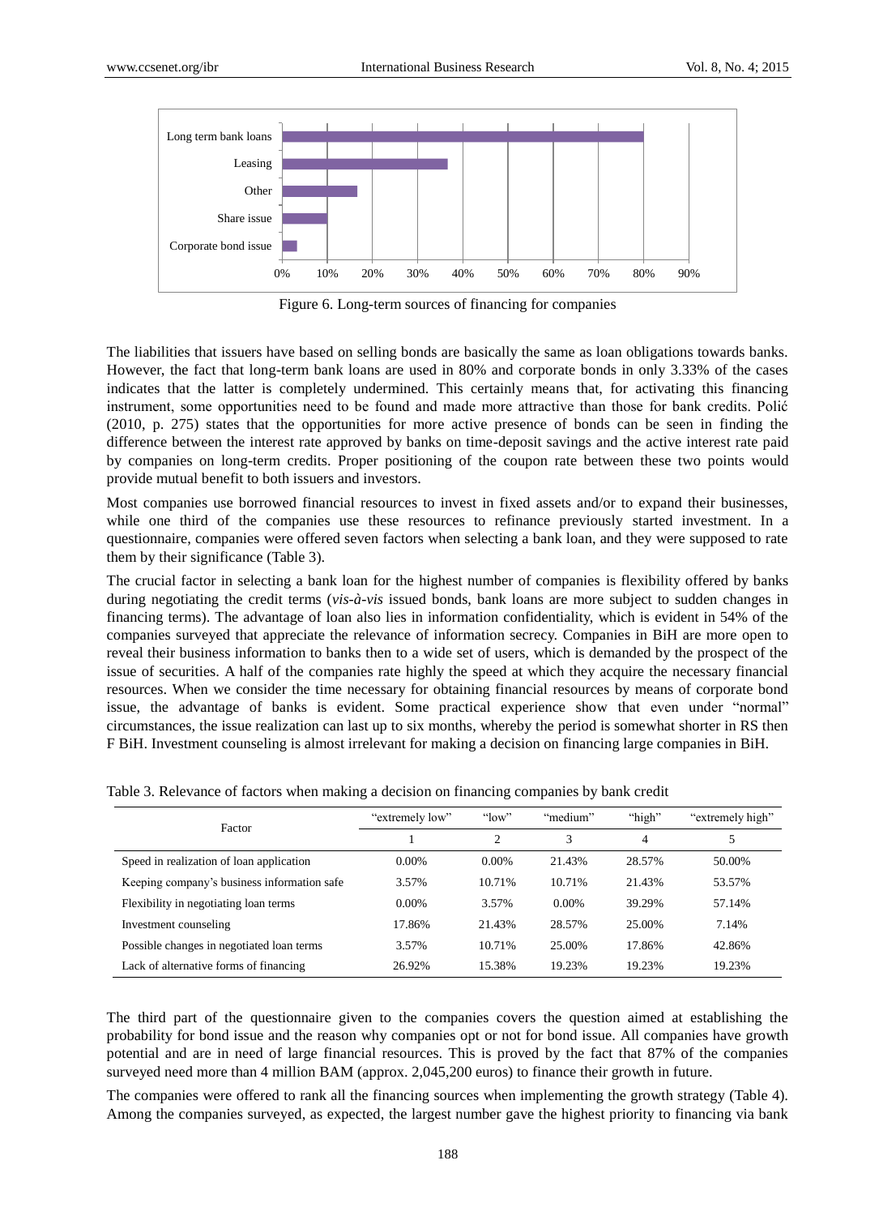Figure 6. Long-term sources of financing for companies

The liabilities that issuers have based on selling bonds are basically the same as loan obligations towards banks. However, the fact that long-term bank loans are used in 80% and corporate bonds in only 3.33% of the cases indicates that the latter is completely undermined. This certainly means that, for activating this financing instrument, some opportunities need to be found and made more attractive than those for bank credits. Polić (2010, p. 275) states that the opportunities for more active presence of bonds can be seen in finding the difference between the interest rate approved by banks on time-deposit savings and the active interest rate paid by companies on long-term credits. Proper positioning of the coupon rate between these two points would provide mutual benefit to both issuers and investors.

Most companies use borrowed financial resources to invest in fixed assets and/or to expand their businesses, while one third of the companies use these resources to refinance previously started investment. In a questionnaire, companies were offered seven factors when selecting a bank loan, and they were supposed to rate them by their significance (Table 3).

The crucial factor in selecting a bank loan for the highest number of companies is flexibility offered by banks during negotiating the credit terms (*vis-à-vis* issued bonds, bank loans are more subject to sudden changes in financing terms). The advantage of loan also lies in information confidentiality, which is evident in 54% of the companies surveyed that appreciate the relevance of information secrecy. Companies in BiH are more open to reveal their business information to banks then to a wide set of users, which is demanded by the prospect of the issue of securities. A half of the companies rate highly the speed at which they acquire the necessary financial resources. When we consider the time necessary for obtaining financial resources by means of corporate bond issue, the advantage of banks is evident. Some practical experience show that even under "normal" circumstances, the issue realization can last up to six months, whereby the period is somewhat shorter in RS then F BiH. Investment counseling is almost irrelevant for making a decision on financing large companies in BiH.

Table 3. Relevance of factors when making a decision on financing companies by bank credit

| Factor | "extremely low" | "low" | "medium" | "high" | "extremely high" |
|---|---|---|---|---|---|
| | 1 | 2 | 3 | 4 | 5 |
| Speed in realization of loan application | 0.00% | 0.00% | 21.43% | 28.57% | 50.00% |
| Keeping company's business information safe | 3.57% | 10.71% | 10.71% | 21.43% | 53.57% |
| Flexibility in negotiating loan terms | 0.00% | 3.57% | 0.00% | 39.29% | 57.14% |
| Investment counseling | 17.86% | 21.43% | 28.57% | 25.00% | 7.14% |
| Possible changes in negotiated loan terms | 3.57% | 10.71% | 25.00% | 17.86% | 42.86% |
| Lack of alternative forms of financing | 26.92% | 15.38% | 19.23% | 19.23% | 19.23% |

The third part of the questionnaire given to the companies covers the question aimed at establishing the probability for bond issue and the reason why companies opt or not for bond issue. All companies have growth potential and are in need of large financial resources. This is proved by the fact that 87% of the companies surveyed need more than 4 million BAM (approx. 2,045,200 euros) to finance their growth in future.

The companies were offered to rank all the financing sources when implementing the growth strategy (Table 4). Among the companies surveyed, as expected, the largest number gave the highest priority to financing via bank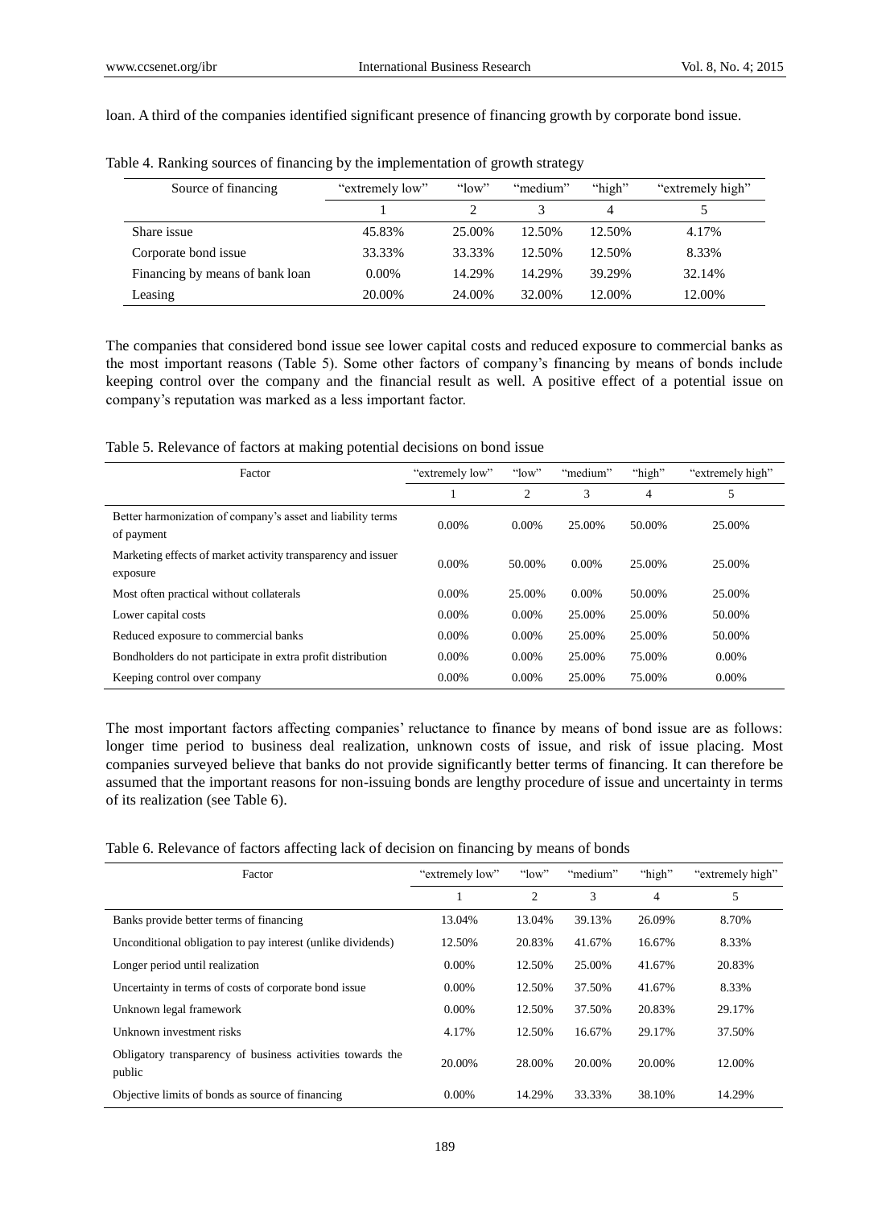loan. A third of the companies identified significant presence of financing growth by corporate bond issue.

Table 4. Ranking sources of financing by the implementation of growth strategy

| Source of financing | "extremely low" | "low" | "medium" | "high" | "extremely high" |
|---|---|---|---|---|---|
| | 1 | 2 | 3 | 4 | 5 |
| Share issue | 45.83% | 25.00% | 12.50% | 12.50% | 4.17% |
| Corporate bond issue | 33.33% | 33.33% | 12.50% | 12.50% | 8.33% |
| Financing by means of bank loan | 0.00% | 14.29% | 14.29% | 39.29% | 32.14% |
| Leasing | 20.00% | 24.00% | 32.00% | 12.00% | 12.00% |

The companies that considered bond issue see lower capital costs and reduced exposure to commercial banks as the most important reasons (Table 5). Some other factors of company's financing by means of bonds include keeping control over the company and the financial result as well. A positive effect of a potential issue on company's reputation was marked as a less important factor.

Table 5. Relevance of factors at making potential decisions on bond issue

| Factor | "extremely low" | "low" | "medium" | "high" | "extremely high" |
|---|---|---|---|---|---|
| | 1 | 2 | 3 | 4 | 5 |
| Better harmonization of company's asset and liability terms of payment | 0.00% | 0.00% | 25.00% | 50.00% | 25.00% |
| Marketing effects of market activity transparency and issuer exposure | 0.00% | 50.00% | 0.00% | 25.00% | 25.00% |
| Most often practical without collaterals | 0.00% | 25.00% | 0.00% | 50.00% | 25.00% |
| Lower capital costs | 0.00% | 0.00% | 25.00% | 25.00% | 50.00% |
| Reduced exposure to commercial banks | 0.00% | 0.00% | 25.00% | 25.00% | 50.00% |
| Bondholders do not participate in extra profit distribution | 0.00% | 0.00% | 25.00% | 75.00% | 0.00% |
| Keeping control over company | 0.00% | 0.00% | 25.00% | 75.00% | 0.00% |

The most important factors affecting companies' reluctance to finance by means of bond issue are as follows: longer time period to business deal realization, unknown costs of issue, and risk of issue placing. Most companies surveyed believe that banks do not provide significantly better terms of financing. It can therefore be assumed that the important reasons for non-issuing bonds are lengthy procedure of issue and uncertainty in terms of its realization (see Table 6).

Table 6. Relevance of factors affecting lack of decision on financing by means of bonds

| Factor | "extremely low" | "low" | "medium" | "high" | "extremely high" |
|---|---|---|---|---|---|
| | 1 | 2 | 3 | 4 | 5 |
| Banks provide better terms of financing | 13.04% | 13.04% | 39.13% | 26.09% | 8.70% |
| Unconditional obligation to pay interest (unlike dividends) | 12.50% | 20.83% | 41.67% | 16.67% | 8.33% |
| Longer period until realization | 0.00% | 12.50% | 25.00% | 41.67% | 20.83% |
| Uncertainty in terms of costs of corporate bond issue | 0.00% | 12.50% | 37.50% | 41.67% | 8.33% |
| Unknown legal framework | 0.00% | 12.50% | 37.50% | 20.83% | 29.17% |
| Unknown investment risks | 4.17% | 12.50% | 16.67% | 29.17% | 37.50% |
| Obligatory transparency of business activities towards the public | 20.00% | 28.00% | 20.00% | 20.00% | 12.00% |
| Objective limits of bonds as source of financing | 0.00% | 14.29% | 33.33% | 38.10% | 14.29% |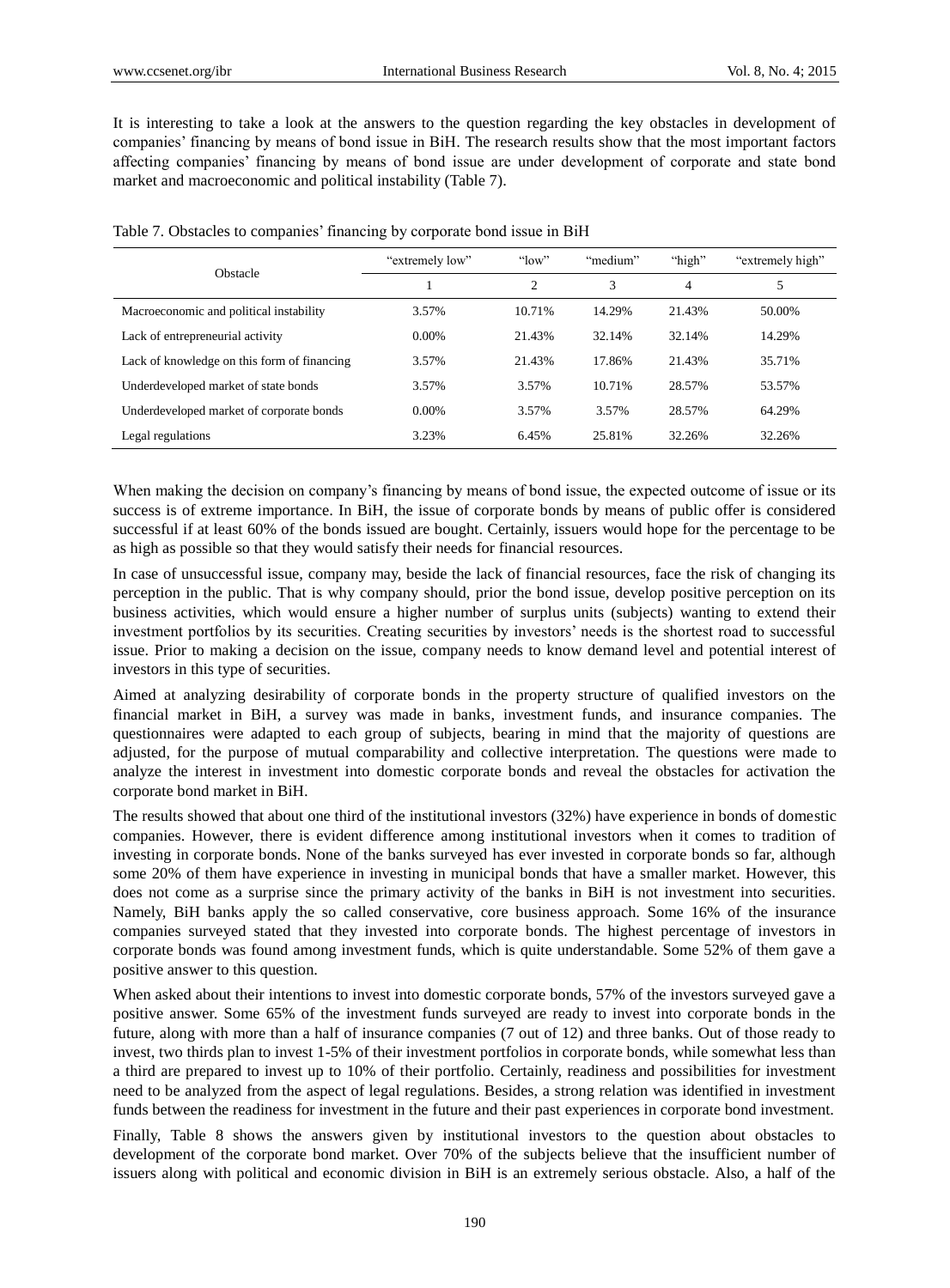It is interesting to take a look at the answers to the question regarding the key obstacles in development of companies' financing by means of bond issue in BiH. The research results show that the most important factors affecting companies' financing by means of bond issue are under development of corporate and state bond market and macroeconomic and political instability (Table 7).

Table 7. Obstacles to companies' financing by corporate bond issue in BiH

| Obstacle | "extremely low" | "low" | "medium" | "high" | "extremely high" |
|---|---|---|---|---|---|
| | 1 | 2 | 3 | 4 | 5 |
| Macroeconomic and political instability | 3.57% | 10.71% | 14.29% | 21.43% | 50.00% |
| Lack of entrepreneurial activity | 0.00% | 21.43% | 32.14% | 32.14% | 14.29% |
| Lack of knowledge on this form of financing | 3.57% | 21.43% | 17.86% | 21.43% | 35.71% |
| Underdeveloped market of state bonds | 3.57% | 3.57% | 10.71% | 28.57% | 53.57% |
| Underdeveloped market of corporate bonds | 0.00% | 3.57% | 3.57% | 28.57% | 64.29% |
| Legal regulations | 3.23% | 6.45% | 25.81% | 32.26% | 32.26% |

When making the decision on company's financing by means of bond issue, the expected outcome of issue or its success is of extreme importance. In BiH, the issue of corporate bonds by means of public offer is considered successful if at least 60% of the bonds issued are bought. Certainly, issuers would hope for the percentage to be as high as possible so that they would satisfy their needs for financial resources.

In case of unsuccessful issue, company may, beside the lack of financial resources, face the risk of changing its perception in the public. That is why company should, prior the bond issue, develop positive perception on its business activities, which would ensure a higher number of surplus units (subjects) wanting to extend their investment portfolios by its securities. Creating securities by investors' needs is the shortest road to successful issue. Prior to making a decision on the issue, company needs to know demand level and potential interest of investors in this type of securities.

Aimed at analyzing desirability of corporate bonds in the property structure of qualified investors on the financial market in BiH, a survey was made in banks, investment funds, and insurance companies. The questionnaires were adapted to each group of subjects, bearing in mind that the majority of questions are adjusted, for the purpose of mutual comparability and collective interpretation. The questions were made to analyze the interest in investment into domestic corporate bonds and reveal the obstacles for activation the corporate bond market in BiH.

The results showed that about one third of the institutional investors (32%) have experience in bonds of domestic companies. However, there is evident difference among institutional investors when it comes to tradition of investing in corporate bonds. None of the banks surveyed has ever invested in corporate bonds so far, although some 20% of them have experience in investing in municipal bonds that have a smaller market. However, this does not come as a surprise since the primary activity of the banks in BiH is not investment into securities. Namely, BiH banks apply the so called conservative, core business approach. Some 16% of the insurance companies surveyed stated that they invested into corporate bonds. The highest percentage of investors in corporate bonds was found among investment funds, which is quite understandable. Some 52% of them gave a positive answer to this question.

When asked about their intentions to invest into domestic corporate bonds, 57% of the investors surveyed gave a positive answer. Some 65% of the investment funds surveyed are ready to invest into corporate bonds in the future, along with more than a half of insurance companies (7 out of 12) and three banks. Out of those ready to invest, two thirds plan to invest 1-5% of their investment portfolios in corporate bonds, while somewhat less than a third are prepared to invest up to 10% of their portfolio. Certainly, readiness and possibilities for investment need to be analyzed from the aspect of legal regulations. Besides, a strong relation was identified in investment funds between the readiness for investment in the future and their past experiences in corporate bond investment.

Finally, Table 8 shows the answers given by institutional investors to the question about obstacles to development of the corporate bond market. Over 70% of the subjects believe that the insufficient number of issuers along with political and economic division in BiH is an extremely serious obstacle. Also, a half of the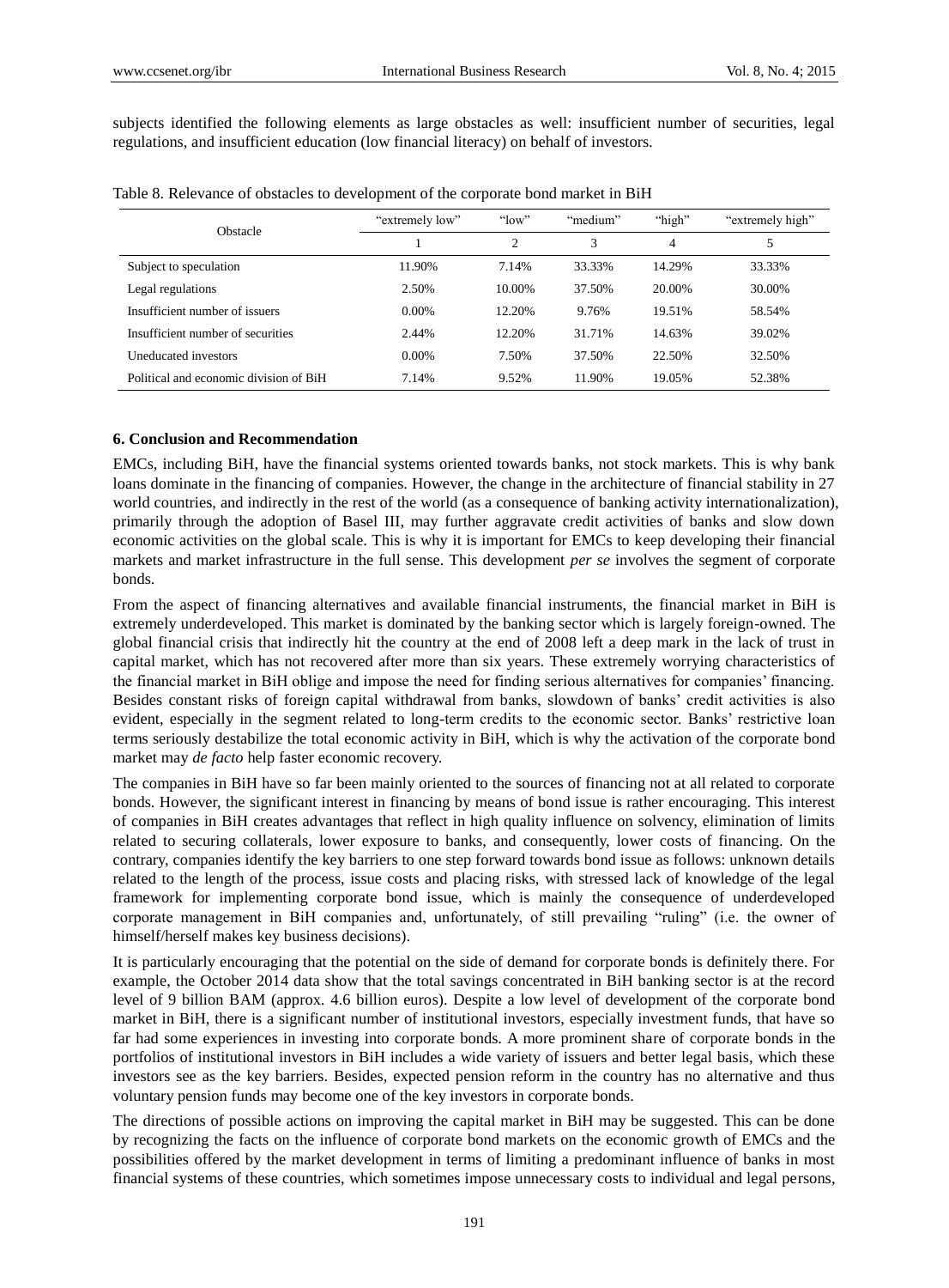subjects identified the following elements as large obstacles as well: insufficient number of securities, legal regulations, and insufficient education (low financial literacy) on behalf of investors.

Table 8. Relevance of obstacles to development of the corporate bond market in BiH

| Obstacle | "extremely low" | "low" | "medium" | "high" | "extremely high" |
|---|---|---|---|---|---|
| | 1 | 2 | 3 | 4 | 5 |
| Subject to speculation | 11.90% | 7.14% | 33.33% | 14.29% | 33.33% |
| Legal regulations | 2.50% | 10.00% | 37.50% | 20.00% | 30.00% |
| Insufficient number of issuers | 0.00% | 12.20% | 9.76% | 19.51% | 58.54% |
| Insufficient number of securities | 2.44% | 12.20% | 31.71% | 14.63% | 39.02% |
| Uneducated investors | 0.00% | 7.50% | 37.50% | 22.50% | 32.50% |
| Political and economic division of BiH | 7.14% | 9.52% | 11.90% | 19.05% | 52.38% |

### 6. Conclusion and Recommendation

EMCs, including BiH, have the financial systems oriented towards banks, not stock markets. This is why bank loans dominate in the financing of companies. However, the change in the architecture of financial stability in 27 world countries, and indirectly in the rest of the world (as a consequence of banking activity internationalization), primarily through the adoption of Basel III, may further aggravate credit activities of banks and slow down economic activities on the global scale. This is why it is important for EMCs to keep developing their financial markets and market infrastructure in the full sense. This development *per se* involves the segment of corporate bonds.

From the aspect of financing alternatives and available financial instruments, the financial market in BiH is extremely underdeveloped. This market is dominated by the banking sector which is largely foreign-owned. The global financial crisis that indirectly hit the country at the end of 2008 left a deep mark in the lack of trust in capital market, which has not recovered after more than six years. These extremely worrying characteristics of the financial market in BiH oblige and impose the need for finding serious alternatives for companies' financing. Besides constant risks of foreign capital withdrawal from banks, slowdown of banks' credit activities is also evident, especially in the segment related to long-term credits to the economic sector. Banks' restrictive loan terms seriously destabilize the total economic activity in BiH, which is why the activation of the corporate bond market may *de facto* help faster economic recovery.

The companies in BiH have so far been mainly oriented to the sources of financing not at all related to corporate bonds. However, the significant interest in financing by means of bond issue is rather encouraging. This interest of companies in BiH creates advantages that reflect in high quality influence on solvency, elimination of limits related to securing collaterals, lower exposure to banks, and consequently, lower costs of financing. On the contrary, companies identify the key barriers to one step forward towards bond issue as follows: unknown details related to the length of the process, issue costs and placing risks, with stressed lack of knowledge of the legal framework for implementing corporate bond issue, which is mainly the consequence of underdeveloped corporate management in BiH companies and, unfortunately, of still prevailing "ruling" (i.e. the owner of himself/herself makes key business decisions).

It is particularly encouraging that the potential on the side of demand for corporate bonds is definitely there. For example, the October 2014 data show that the total savings concentrated in BiH banking sector is at the record level of 9 billion BAM (approx. 4.6 billion euros). Despite a low level of development of the corporate bond market in BiH, there is a significant number of institutional investors, especially investment funds, that have so far had some experiences in investing into corporate bonds. A more prominent share of corporate bonds in the portfolios of institutional investors in BiH includes a wide variety of issuers and better legal basis, which these investors see as the key barriers. Besides, expected pension reform in the country has no alternative and thus voluntary pension funds may become one of the key investors in corporate bonds.

The directions of possible actions on improving the capital market in BiH may be suggested. This can be done by recognizing the facts on the influence of corporate bond markets on the economic growth of EMCs and the possibilities offered by the market development in terms of limiting a predominant influence of banks in most financial systems of these countries, which sometimes impose unnecessary costs to individual and legal persons,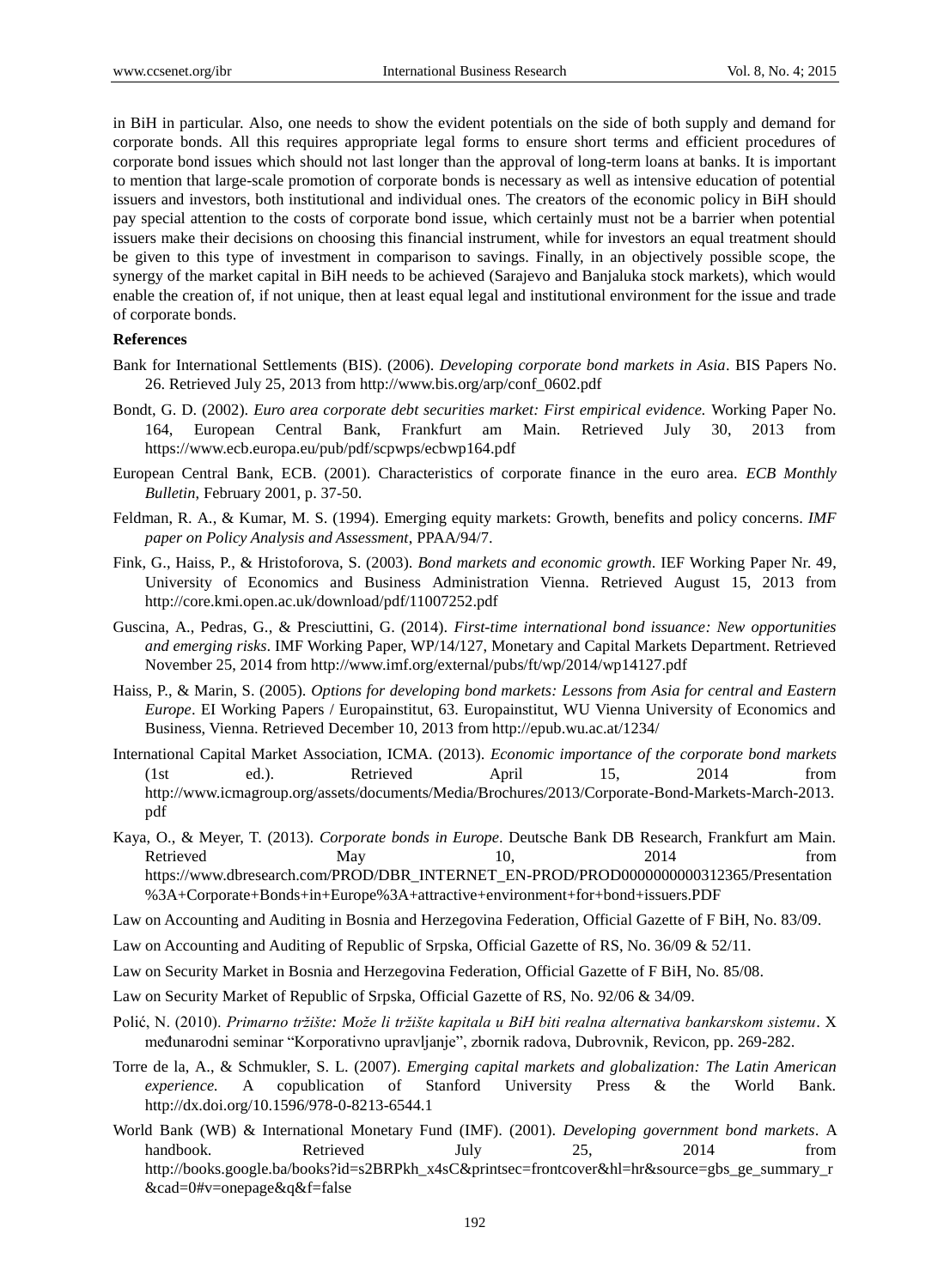in BiH in particular. Also, one needs to show the evident potentials on the side of both supply and demand for corporate bonds. All this requires appropriate legal forms to ensure short terms and efficient procedures of corporate bond issues which should not last longer than the approval of long-term loans at banks. It is important to mention that large-scale promotion of corporate bonds is necessary as well as intensive education of potential issuers and investors, both institutional and individual ones. The creators of the economic policy in BiH should pay special attention to the costs of corporate bond issue, which certainly must not be a barrier when potential issuers make their decisions on choosing this financial instrument, while for investors an equal treatment should be given to this type of investment in comparison to savings. Finally, in an objectively possible scope, the synergy of the market capital in BiH needs to be achieved (Sarajevo and Banjaluka stock markets), which would enable the creation of, if not unique, then at least equal legal and institutional environment for the issue and trade of corporate bonds.

**References**

Bank for International Settlements (BIS). (2006). *Developing corporate bond markets in Asia*. BIS Papers No. 26. Retrieved July 25, 2013 from http://www.bis.org/arp/conf_0602.pdf

Bondt, G. D. (2002). *Euro area corporate debt securities market: First empirical evidence.* Working Paper No. 164, European Central Bank, Frankfurt am Main. Retrieved July 30, 2013 from https://www.ecb.europa.eu/pub/pdf/scpwps/ecbwp164.pdf

European Central Bank, ECB. (2001). Characteristics of corporate finance in the euro area. *ECB Monthly Bulletin*, February 2001, p. 37-50.

Feldman, R. A., & Kumar, M. S. (1994). Emerging equity markets: Growth, benefits and policy concerns. *IMF paper on Policy Analysis and Assessment*, PPAA/94/7.

Fink, G., Haiss, P., & Hristoforova, S. (2003). *Bond markets and economic growth*. IEF Working Paper Nr. 49, University of Economics and Business Administration Vienna. Retrieved August 15, 2013 from http://core.kmi.open.ac.uk/download/pdf/11007252.pdf

Guscina, A., Pedras, G., & Presciuttini, G. (2014). *First-time international bond issuance: New opportunities and emerging risks*. IMF Working Paper, WP/14/127, Monetary and Capital Markets Department. Retrieved November 25, 2014 from http://www.imf.org/external/pubs/ft/wp/2014/wp14127.pdf

Haiss, P., & Marin, S. (2005). *Options for developing bond markets: Lessons from Asia for central and Eastern Europe*. EI Working Papers / Europainstitut, 63. Europainstitut, WU Vienna University of Economics and Business, Vienna. Retrieved December 10, 2013 from http://epub.wu.ac.at/1234/

International Capital Market Association, ICMA. (2013). *Economic importance of the corporate bond markets* (1st ed.). Retrieved April 15, 2014 from http://www.icmagroup.org/assets/documents/Media/Brochures/2013/Corporate-Bond-Markets-March-2013.pdf

Kaya, O., & Meyer, T. (2013). *Corporate bonds in Europe*. Deutsche Bank DB Research, Frankfurt am Main. Retrieved May 10, 2014 from https://www.dbresearch.com/PROD/DBR_INTERNET_EN-PROD/PROD0000000000312365/Presentation%3A+Corporate+Bonds+in+Europe%3A+attractive+environment+for+bond+issuers.PDF

Law on Accounting and Auditing in Bosnia and Herzegovina Federation, Official Gazette of F BiH, No. 83/09.

Law on Accounting and Auditing of Republic of Srpska, Official Gazette of RS, No. 36/09 & 52/11.

Law on Security Market in Bosnia and Herzegovina Federation, Official Gazette of F BiH, No. 85/08.

Law on Security Market of Republic of Srpska, Official Gazette of RS, No. 92/06 & 34/09.

Polić, N. (2010). *Primarno tržište: Može li tržište kapitala u BiH biti realna alternativa bankarskom sistemu*. X međunarodni seminar "Korporativno upravljanje", zbornik radova, Dubrovnik, Revicon, pp. 269-282.

Torre de la, A., & Schmukler, S. L. (2007). *Emerging capital markets and globalization: The Latin American experience.* A copublication of Stanford University Press & the World Bank. http://dx.doi.org/10.1596/978-0-8213-6544.1

World Bank (WB) & International Monetary Fund (IMF). (2001). *Developing government bond markets*. A handbook. Retrieved July 25, 2014 from http://books.google.ba/books?id=s2BRPkh_x4sC&printsec=frontcover&hl=hr&source=gbs_ge_summary_r&cad=0#v=onepage&q&f=false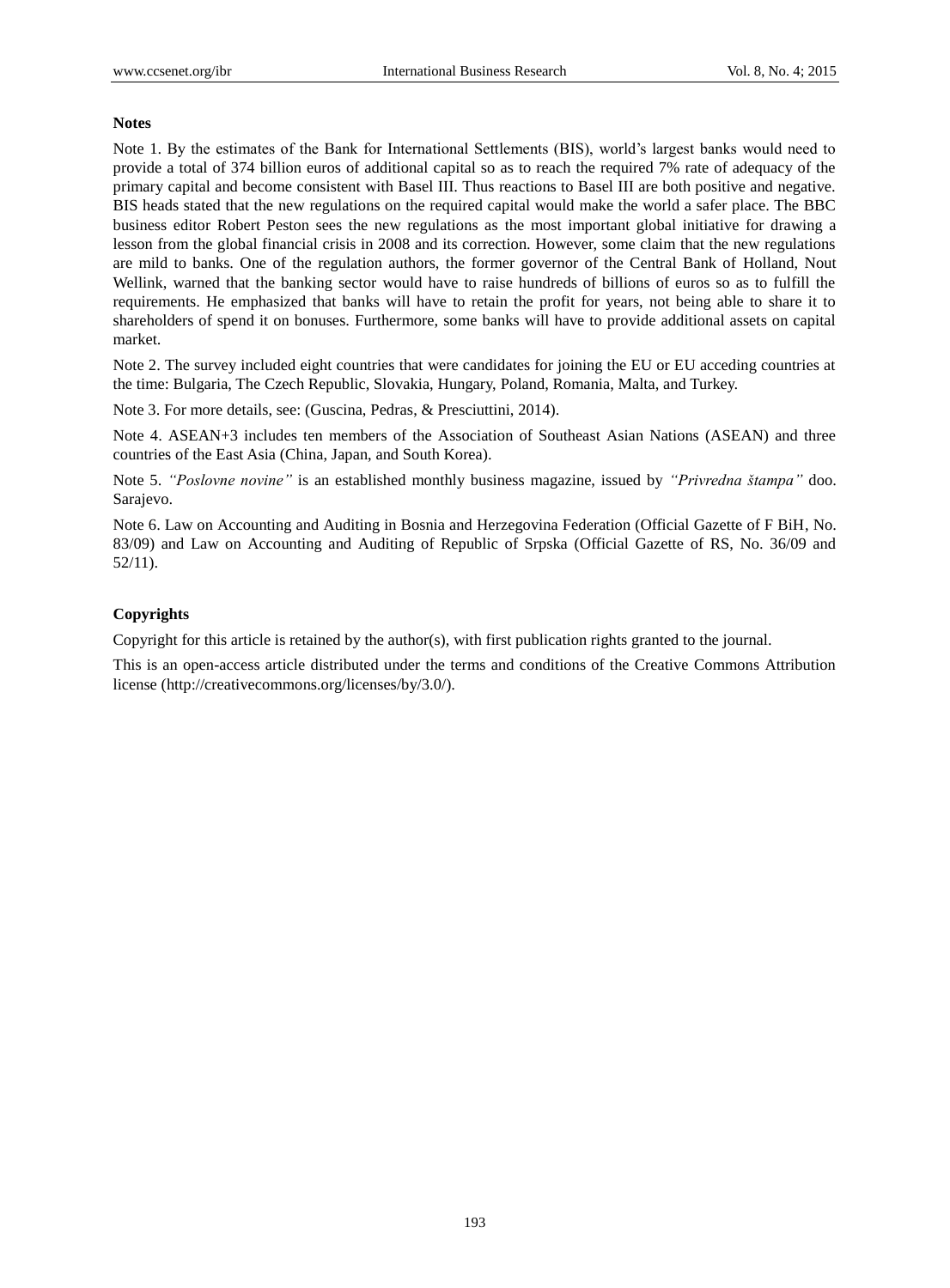## Notes

Note 1. By the estimates of the Bank for International Settlements (BIS), world's largest banks would need to provide a total of 374 billion euros of additional capital so as to reach the required 7% rate of adequacy of the primary capital and become consistent with Basel III. Thus reactions to Basel III are both positive and negative. BIS heads stated that the new regulations on the required capital would make the world a safer place. The BBC business editor Robert Peston sees the new regulations as the most important global initiative for drawing a lesson from the global financial crisis in 2008 and its correction. However, some claim that the new regulations are mild to banks. One of the regulation authors, the former governor of the Central Bank of Holland, Nout Wellink, warned that the banking sector would have to raise hundreds of billions of euros so as to fulfill the requirements. He emphasized that banks will have to retain the profit for years, not being able to share it to shareholders of spend it on bonuses. Furthermore, some banks will have to provide additional assets on capital market.

Note 2. The survey included eight countries that were candidates for joining the EU or EU acceding countries at the time: Bulgaria, The Czech Republic, Slovakia, Hungary, Poland, Romania, Malta, and Turkey.

Note 3. For more details, see: (Guscina, Pedras, & Presciuttini, 2014).

Note 4. ASEAN+3 includes ten members of the Association of Southeast Asian Nations (ASEAN) and three countries of the East Asia (China, Japan, and South Korea).

Note 5. *"Poslovne novine"* is an established monthly business magazine, issued by *"Privredna štampa"* doo. Sarajevo.

Note 6. Law on Accounting and Auditing in Bosnia and Herzegovina Federation (Official Gazette of F BiH, No. 83/09) and Law on Accounting and Auditing of Republic of Srpska (Official Gazette of RS, No. 36/09 and 52/11).

## Copyrights

Copyright for this article is retained by the author(s), with first publication rights granted to the journal.

This is an open-access article distributed under the terms and conditions of the Creative Commons Attribution license (http://creativecommons.org/licenses/by/3.0/).